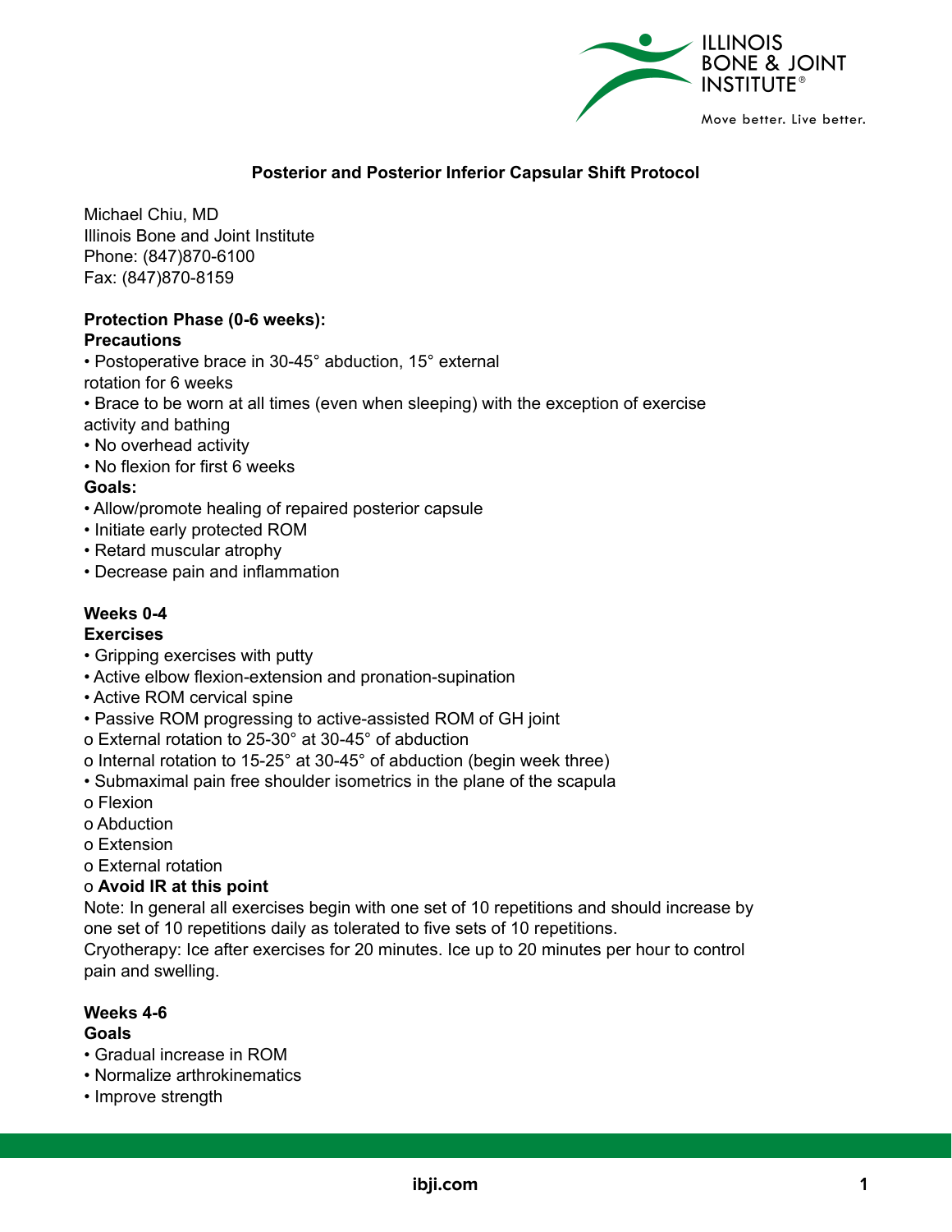**Posterior and Posterior Inferior Capsular Shift Protocol**

Michael Chiu, MD
Illinois Bone and Joint Institute
Phone: (847)870-6100
Fax: (847)870-8159

**Protection Phase (0-6 weeks):**

**Precautions**

- Postoperative brace in 30-45° abduction, 15° external rotation for 6 weeks
- Brace to be worn at all times (even when sleeping) with the exception of exercise activity and bathing
- No overhead activity
- No flexion for first 6 weeks

**Goals:**

- Allow/promote healing of repaired posterior capsule
- Initiate early protected ROM
- Retard muscular atrophy
- Decrease pain and inflammation

**Weeks 0-4**

**Exercises**

- Gripping exercises with putty
- Active elbow flexion-extension and pronation-supination
- Active ROM cervical spine
- Passive ROM progressing to active-assisted ROM of GH joint
  - External rotation to 25-30° at 30-45° of abduction
  - Internal rotation to 15-25° at 30-45° of abduction (begin week three)
- Submaximal pain free shoulder isometrics in the plane of the scapula
  - Flexion
  - Abduction
  - Extension
  - External rotation
  - **Avoid IR at this point**

Note: In general all exercises begin with one set of 10 repetitions and should increase by one set of 10 repetitions daily as tolerated to five sets of 10 repetitions.

Cryotherapy: Ice after exercises for 20 minutes. Ice up to 20 minutes per hour to control pain and swelling.

**Weeks 4-6**

**Goals**

- Gradual increase in ROM
- Normalize arthrokinematics
- Improve strength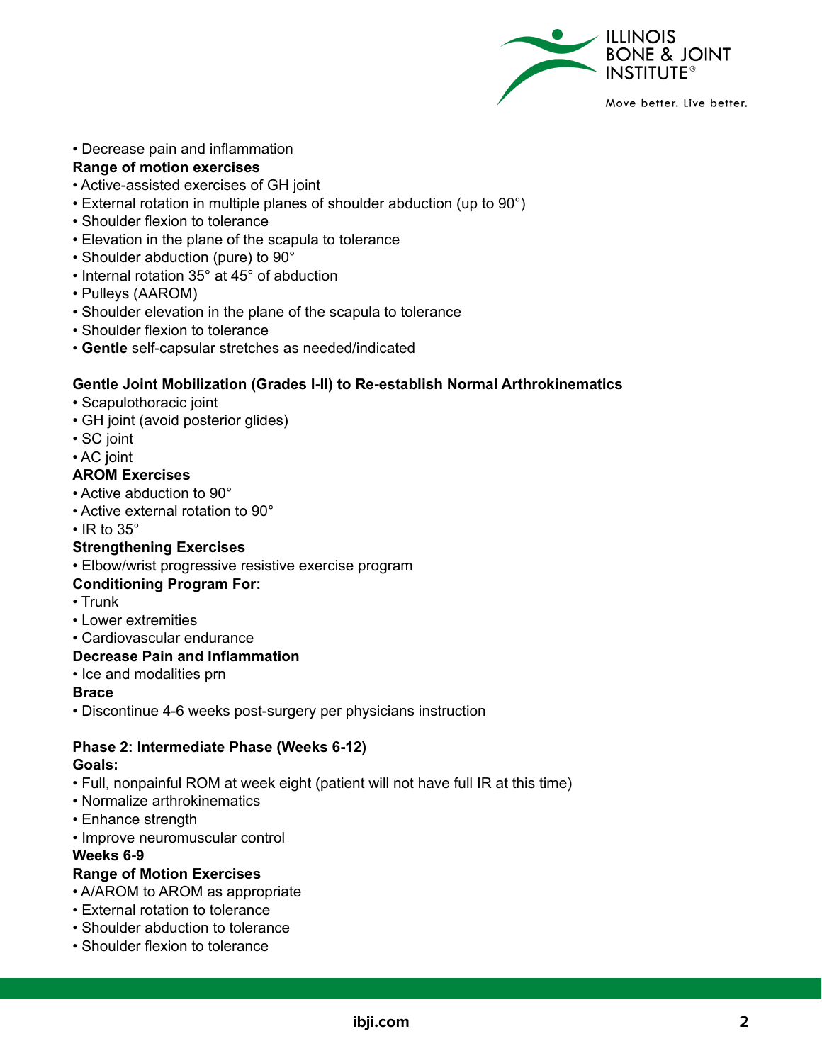- Decrease pain and inflammation

**Range of motion exercises**

- Active-assisted exercises of GH joint
- External rotation in multiple planes of shoulder abduction (up to 90°)
- Shoulder flexion to tolerance
- Elevation in the plane of the scapula to tolerance
- Shoulder abduction (pure) to 90°
- Internal rotation 35° at 45° of abduction
- Pulleys (AAROM)
- Shoulder elevation in the plane of the scapula to tolerance
- Shoulder flexion to tolerance
- **Gentle** self-capsular stretches as needed/indicated

**Gentle Joint Mobilization (Grades I-II) to Re-establish Normal Arthrokinematics**

- Scapulothoracic joint
- GH joint (avoid posterior glides)
- SC joint
- AC joint

**AROM Exercises**

- Active abduction to 90°
- Active external rotation to 90°
- IR to 35°

**Strengthening Exercises**

- Elbow/wrist progressive resistive exercise program

**Conditioning Program For:**

- Trunk
- Lower extremities
- Cardiovascular endurance

**Decrease Pain and Inflammation**

- Ice and modalities prn

**Brace**

- Discontinue 4-6 weeks post-surgery per physicians instruction

**Phase 2: Intermediate Phase (Weeks 6-12)**

**Goals:**

- Full, nonpainful ROM at week eight (patient will not have full IR at this time)
- Normalize arthrokinematics
- Enhance strength
- Improve neuromuscular control

**Weeks 6-9**

**Range of Motion Exercises**

- A/AROM to AROM as appropriate
- External rotation to tolerance
- Shoulder abduction to tolerance
- Shoulder flexion to tolerance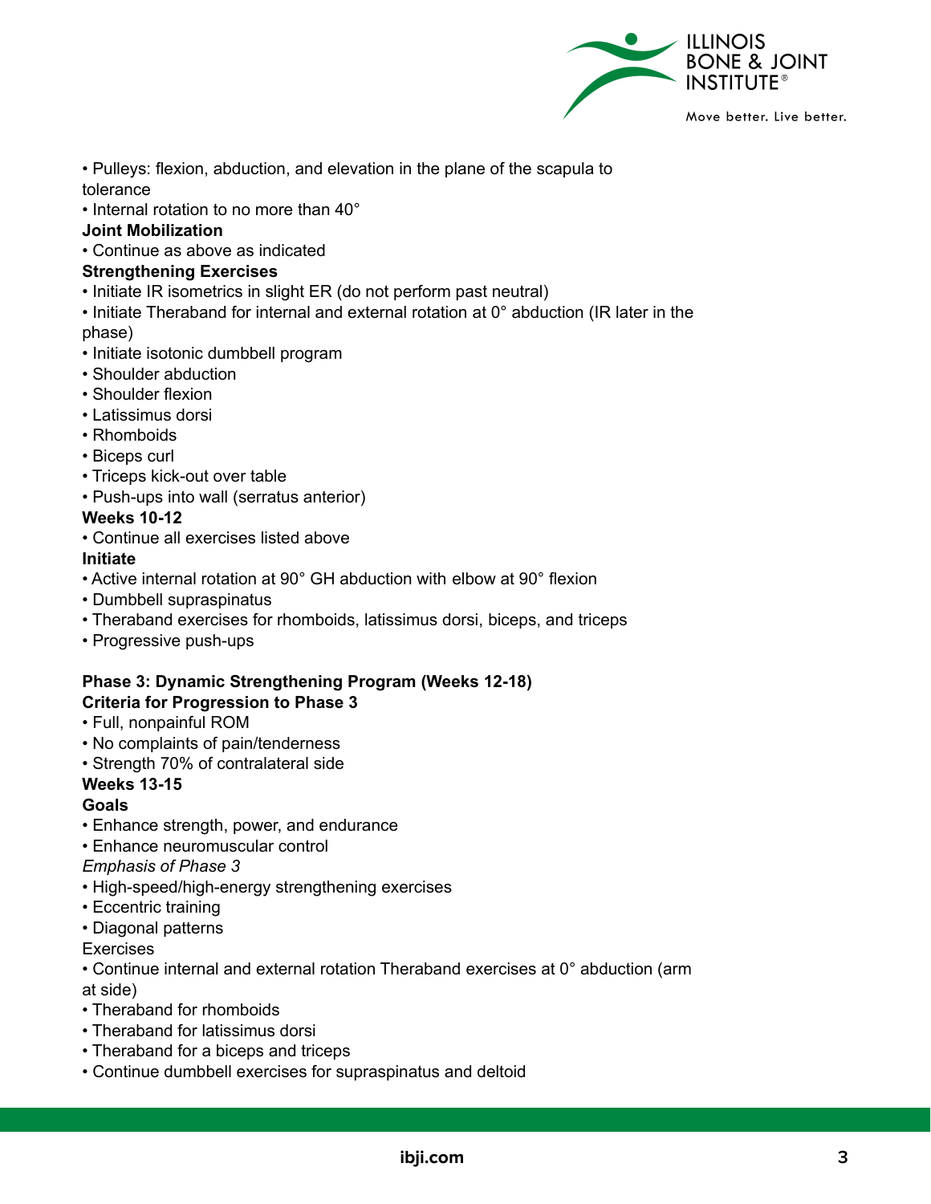- Pulleys: flexion, abduction, and elevation in the plane of the scapula to tolerance
- Internal rotation to no more than 40°

**Joint Mobilization**

- Continue as above as indicated

**Strengthening Exercises**

- Initiate IR isometrics in slight ER (do not perform past neutral)
- Initiate Theraband for internal and external rotation at 0° abduction (IR later in the phase)
- Initiate isotonic dumbbell program
- Shoulder abduction
- Shoulder flexion
- Latissimus dorsi
- Rhomboids
- Biceps curl
- Triceps kick-out over table
- Push-ups into wall (serratus anterior)

**Weeks 10-12**

- Continue all exercises listed above

**Initiate**

- Active internal rotation at 90° GH abduction with elbow at 90° flexion
- Dumbbell supraspinatus
- Theraband exercises for rhomboids, latissimus dorsi, biceps, and triceps
- Progressive push-ups

**Phase 3: Dynamic Strengthening Program (Weeks 12-18)**

**Criteria for Progression to Phase 3**

- Full, nonpainful ROM
- No complaints of pain/tenderness
- Strength 70% of contralateral side

**Weeks 13-15**

**Goals**

- Enhance strength, power, and endurance
- Enhance neuromuscular control

*Emphasis of Phase 3*

- High-speed/high-energy strengthening exercises
- Eccentric training
- Diagonal patterns

Exercises

- Continue internal and external rotation Theraband exercises at 0° abduction (arm at side)
- Theraband for rhomboids
- Theraband for latissimus dorsi
- Theraband for a biceps and triceps
- Continue dumbbell exercises for supraspinatus and deltoid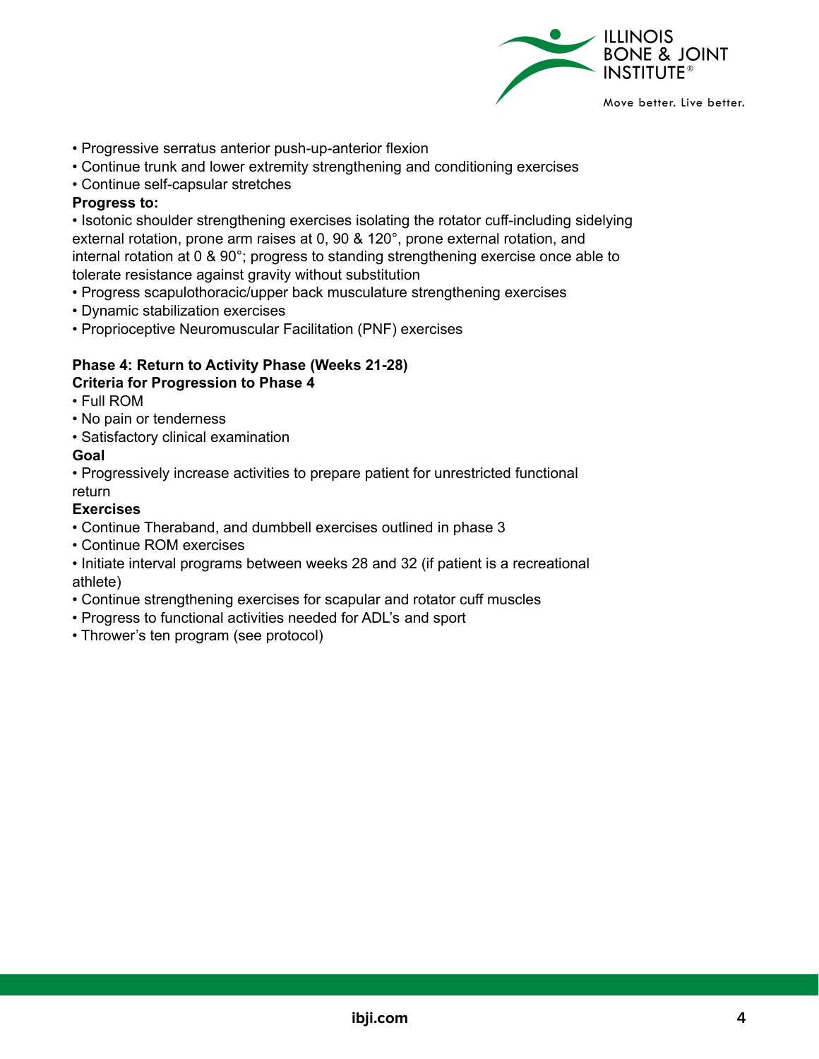- Progressive serratus anterior push-up-anterior flexion
- Continue trunk and lower extremity strengthening and conditioning exercises
- Continue self-capsular stretches

**Progress to:**

- Isotonic shoulder strengthening exercises isolating the rotator cuff-including sidelying external rotation, prone arm raises at 0, 90 & 120°, prone external rotation, and internal rotation at 0 & 90°; progress to standing strengthening exercise once able to tolerate resistance against gravity without substitution
- Progress scapulothoracic/upper back musculature strengthening exercises
- Dynamic stabilization exercises
- Proprioceptive Neuromuscular Facilitation (PNF) exercises

**Phase 4: Return to Activity Phase (Weeks 21-28)**

**Criteria for Progression to Phase 4**

- Full ROM
- No pain or tenderness
- Satisfactory clinical examination

**Goal**

- Progressively increase activities to prepare patient for unrestricted functional return

**Exercises**

- Continue Theraband, and dumbbell exercises outlined in phase 3
- Continue ROM exercises
- Initiate interval programs between weeks 28 and 32 (if patient is a recreational athlete)
- Continue strengthening exercises for scapular and rotator cuff muscles
- Progress to functional activities needed for ADL's and sport
- Thrower's ten program (see protocol)